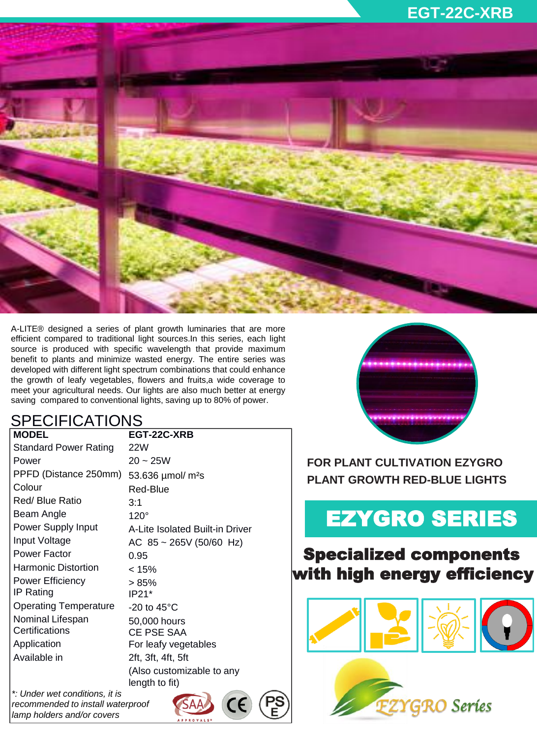# EGT-22C-XRB

A-LITE® designed a series of plant growth luminaries that are more efficient compared to traditional light sources.In this series, each light source is produced with specific wavelength that provide maximum benefit to plants and minimize wasted energy. The entire series was developed with different light spectrum combinations that could enhance the growth of leafy vegetables, flowers and fruits,a wide coverage to meet your agricultural needs. Our lights are also much better at energy saving compared to conventional lights, saving up to 80% of power.

## SPECIFICATIONS

| **MODEL** | **EGT-22C-XRB** |
|---|---|
| Standard Power Rating | 22W |
| Power | 20 ~ 25W |
| PPFD (Distance 250mm) | 53.636 µmol/ m²s |
| Colour | Red-Blue |
| Red/ Blue Ratio | 3:1 |
| Beam Angle | 120° |
| Power Supply Input | A-Lite Isolated Built-in Driver |
| Input Voltage | AC 85 ~ 265V (50/60 Hz) |
| Power Factor | 0.95 |
| Harmonic Distortion | < 15% |
| Power Efficiency | > 85% |
| IP Rating | IP21* |
| Operating Temperature | -20 to 45°C |
| Nominal Lifespan | 50,000 hours |
| Certifications | CE PSE SAA |
| Application | For leafy vegetables |
| Available in | 2ft, 3ft, 4ft, 5ft (Also customizable to any length to fit) |

*\*: Under wet conditions, it is recommended to install waterproof lamp holders and/or covers*

**FOR PLANT CULTIVATION EZYGRO PLANT GROWTH RED-BLUE LIGHTS**

## EZYGRO SERIES

**Specialized components with high energy efficiency**

EZYGRO Series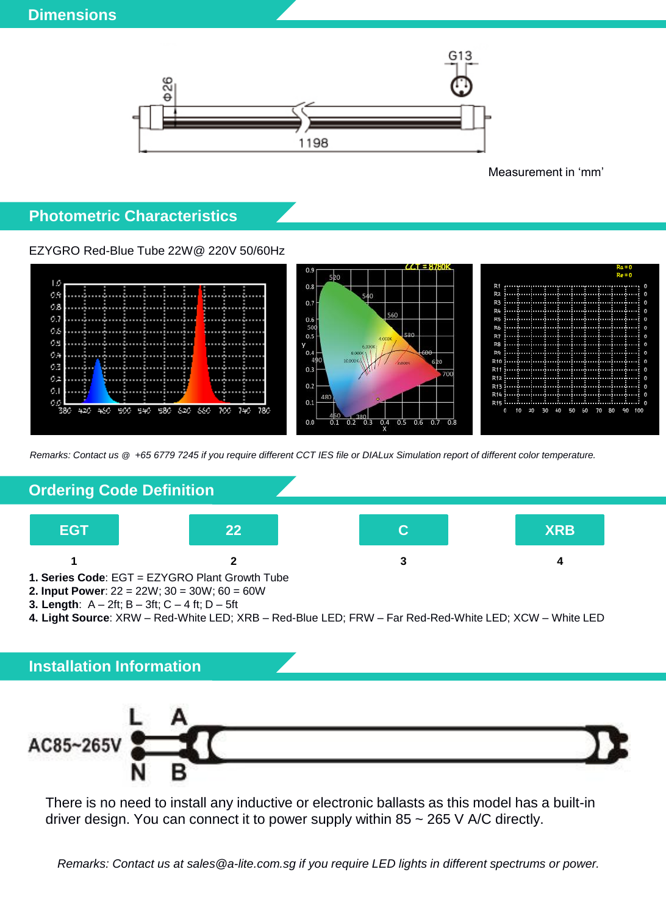## Dimensions

G13

Φ26

1198

Measurement in 'mm'

## Photometric Characteristics

EZYGRO Red-Blue Tube 22W@ 220V 50/60Hz

CCT = 8780K

Ra = 0

Re = 0

*Remarks: Contact us @ +65 6779 7245 if you require different CCT IES file or DIALux Simulation report of different color temperature.*

## Ordering Code Definition

| EGT | 22 | C | XRB |
|---|---|---|---|
| 1 | 2 | 3 | 4 |

**1. Series Code**: EGT = EZYGRO Plant Growth Tube
**2. Input Power**: 22 = 22W; 30 = 30W; 60 = 60W
**3. Length**: A – 2ft; B – 3ft; C – 4 ft; D – 5ft
**4. Light Source**: XRW – Red-White LED; XRB – Red-Blue LED; FRW – Far Red-Red-White LED; XCW – White LED

## Installation Information

AC85~265V

L A

N B

There is no need to install any inductive or electronic ballasts as this model has a built-in driver design. You can connect it to power supply within 85 ~ 265 V A/C directly.

*Remarks: Contact us at sales@a-lite.com.sg if you require LED lights in different spectrums or power.*